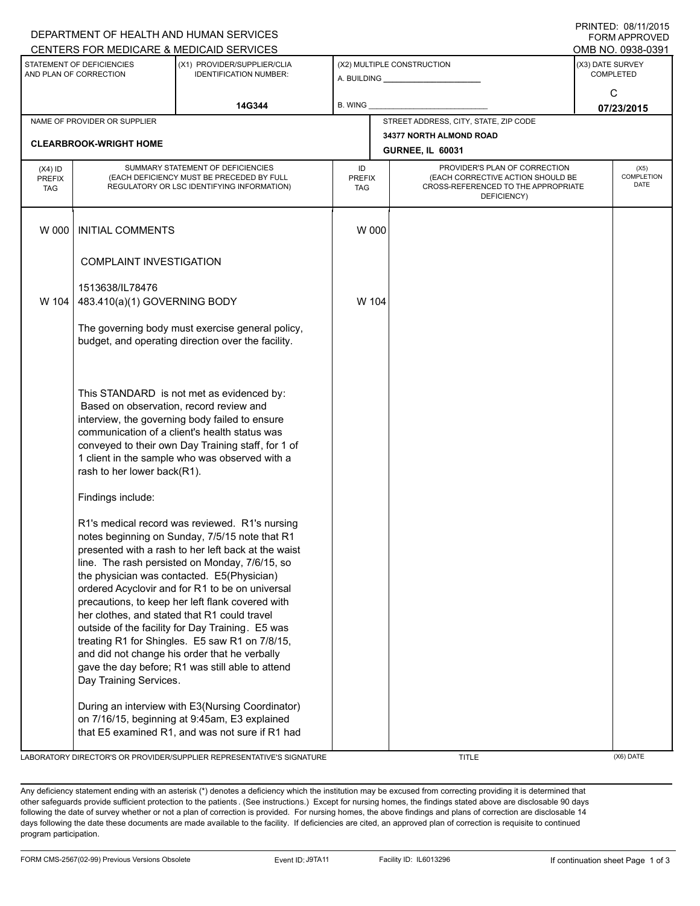PRINTED: 08/11/2015
FORM APPROVED
OMB NO. 0938-0391

DEPARTMENT OF HEALTH AND HUMAN SERVICES
CENTERS FOR MEDICARE & MEDICAID SERVICES

| STATEMENT OF DEFICIENCIES AND PLAN OF CORRECTION | (X1) PROVIDER/SUPPLIER/CLIA IDENTIFICATION NUMBER: | (X2) MULTIPLE CONSTRUCTION | (X3) DATE SURVEY COMPLETED |
|---|---|---|---|
| | 14G344 | A. BUILDING ______ B. WING ______ | C 07/23/2015 |

| NAME OF PROVIDER OR SUPPLIER | STREET ADDRESS, CITY, STATE, ZIP CODE |
|---|---|
| CLEARBROOK-WRIGHT HOME | 34377 NORTH ALMOND ROAD GURNEE, IL 60031 |

| (X4) ID PREFIX TAG | SUMMARY STATEMENT OF DEFICIENCIES (EACH DEFICIENCY MUST BE PRECEDED BY FULL REGULATORY OR LSC IDENTIFYING INFORMATION) | ID PREFIX TAG | PROVIDER'S PLAN OF CORRECTION (EACH CORRECTIVE ACTION SHOULD BE CROSS-REFERENCED TO THE APPROPRIATE DEFICIENCY) | (X5) COMPLETION DATE |
|---|---|---|---|---|
| W 000 | INITIAL COMMENTS<br><br>COMPLAINT INVESTIGATION<br><br>1513638/IL78476 | W 000 | | |
| W 104 | 483.410(a)(1) GOVERNING BODY<br><br>The governing body must exercise general policy, budget, and operating direction over the facility.<br><br>This STANDARD is not met as evidenced by:<br>Based on observation, record review and interview, the governing body failed to ensure communication of a client's health status was conveyed to their own Day Training staff, for 1 of 1 client in the sample who was observed with a rash to her lower back(R1).<br><br>Findings include:<br><br>R1's medical record was reviewed. R1's nursing notes beginning on Sunday, 7/5/15 note that R1 presented with a rash to her left back at the waist line. The rash persisted on Monday, 7/6/15, so the physician was contacted. E5(Physician) ordered Acyclovir and for R1 to be on universal precautions, to keep her left flank covered with her clothes, and stated that R1 could travel outside of the facility for Day Training. E5 was treating R1 for Shingles. E5 saw R1 on 7/8/15, and did not change his order that he verbally gave the day before; R1 was still able to attend Day Training Services.<br><br>During an interview with E3(Nursing Coordinator) on 7/16/15, beginning at 9:45am, E3 explained that E5 examined R1, and was not sure if R1 had | W 104 | | |

LABORATORY DIRECTOR'S OR PROVIDER/SUPPLIER REPRESENTATIVE'S SIGNATURE | TITLE | (X6) DATE

Any deficiency statement ending with an asterisk (*) denotes a deficiency which the institution may be excused from correcting providing it is determined that other safeguards provide sufficient protection to the patients. (See instructions.) Except for nursing homes, the findings stated above are disclosable 90 days following the date of survey whether or not a plan of correction is provided. For nursing homes, the above findings and plans of correction are disclosable 14 days following the date these documents are made available to the facility. If deficiencies are cited, an approved plan of correction is requisite to continued program participation.

FORM CMS-2567(02-99) Previous Versions Obsolete | Event ID: J9TA11 | Facility ID: IL6013296 | If continuation sheet Page 1 of 3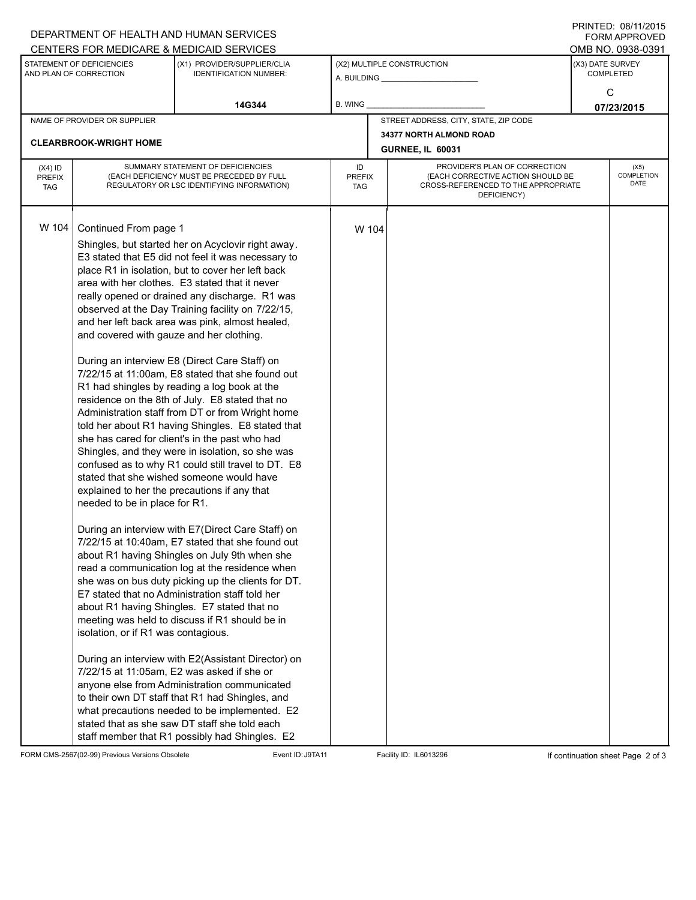DEPARTMENT OF HEALTH AND HUMAN SERVICES
CENTERS FOR MEDICARE & MEDICAID SERVICES

PRINTED: 08/11/2015
FORM APPROVED
OMB NO. 0938-0391

| STATEMENT OF DEFICIENCIES AND PLAN OF CORRECTION | (X1) PROVIDER/SUPPLIER/CLIA IDENTIFICATION NUMBER: | (X2) MULTIPLE CONSTRUCTION | (X3) DATE SURVEY COMPLETED |
|---|---|---|---|
| | 14G344 | A. BUILDING ______ B. WING ______ | C 07/23/2015 |

| NAME OF PROVIDER OR SUPPLIER | STREET ADDRESS, CITY, STATE, ZIP CODE |
|---|---|
| CLEARBROOK-WRIGHT HOME | 34377 NORTH ALMOND ROAD GURNEE, IL 60031 |

| (X4) ID PREFIX TAG | SUMMARY STATEMENT OF DEFICIENCIES (EACH DEFICIENCY MUST BE PRECEDED BY FULL REGULATORY OR LSC IDENTIFYING INFORMATION) | ID PREFIX TAG | PROVIDER'S PLAN OF CORRECTION (EACH CORRECTIVE ACTION SHOULD BE CROSS-REFERENCED TO THE APPROPRIATE DEFICIENCY) | (X5) COMPLETION DATE |
|---|---|---|---|---|
| W 104 | Continued From page 1 | W 104 | | |

Shingles, but started her on Acyclovir right away. E3 stated that E5 did not feel it was necessary to place R1 in isolation, but to cover her left back area with her clothes. E3 stated that it never really opened or drained any discharge. R1 was observed at the Day Training facility on 7/22/15, and her left back area was pink, almost healed, and covered with gauze and her clothing.

During an interview E8 (Direct Care Staff) on 7/22/15 at 11:00am, E8 stated that she found out R1 had shingles by reading a log book at the residence on the 8th of July. E8 stated that no Administration staff from DT or from Wright home told her about R1 having Shingles. E8 stated that she has cared for client's in the past who had Shingles, and they were in isolation, so she was confused as to why R1 could still travel to DT. E8 stated that she wished someone would have explained to her the precautions if any that needed to be in place for R1.

During an interview with E7(Direct Care Staff) on 7/22/15 at 10:40am, E7 stated that she found out about R1 having Shingles on July 9th when she read a communication log at the residence when she was on bus duty picking up the clients for DT. E7 stated that no Administration staff told her about R1 having Shingles. E7 stated that no meeting was held to discuss if R1 should be in isolation, or if R1 was contagious.

During an interview with E2(Assistant Director) on 7/22/15 at 11:05am, E2 was asked if she or anyone else from Administration communicated to their own DT staff that R1 had Shingles, and what precautions needed to be implemented. E2 stated that as she saw DT staff she told each staff member that R1 possibly had Shingles. E2

FORM CMS-2567(02-99) Previous Versions Obsolete Event ID: J9TA11 Facility ID: IL6013296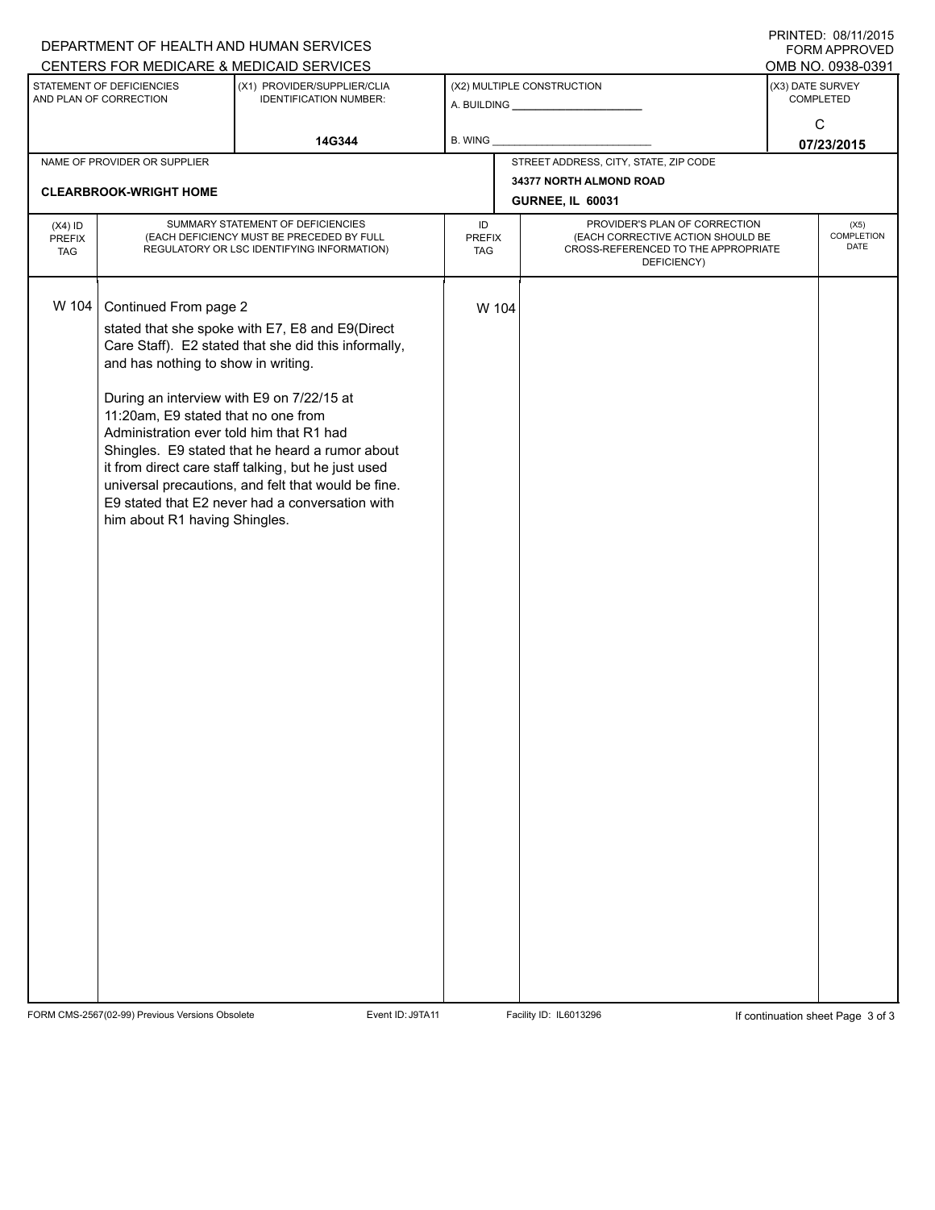DEPARTMENT OF HEALTH AND HUMAN SERVICES
CENTERS FOR MEDICARE & MEDICAID SERVICES

PRINTED: 08/11/2015
FORM APPROVED
OMB NO. 0938-0391

| STATEMENT OF DEFICIENCIES AND PLAN OF CORRECTION | (X1) PROVIDER/SUPPLIER/CLIA IDENTIFICATION NUMBER: | (X2) MULTIPLE CONSTRUCTION | (X3) DATE SURVEY COMPLETED |
|---|---|---|---|
| | 14G344 | A. BUILDING ______ B. WING ______ | C 07/23/2015 |

| NAME OF PROVIDER OR SUPPLIER | STREET ADDRESS, CITY, STATE, ZIP CODE |
|---|---|
| CLEARBROOK-WRIGHT HOME | 34377 NORTH ALMOND ROAD GURNEE, IL 60031 |

| (X4) ID PREFIX TAG | SUMMARY STATEMENT OF DEFICIENCIES (EACH DEFICIENCY MUST BE PRECEDED BY FULL REGULATORY OR LSC IDENTIFYING INFORMATION) | ID PREFIX TAG | PROVIDER'S PLAN OF CORRECTION (EACH CORRECTIVE ACTION SHOULD BE CROSS-REFERENCED TO THE APPROPRIATE DEFICIENCY) | (X5) COMPLETION DATE |
|---|---|---|---|---|
| W 104 | Continued From page 2<br>stated that she spoke with E7, E8 and E9(Direct Care Staff). E2 stated that she did this informally, and has nothing to show in writing.<br><br>During an interview with E9 on 7/22/15 at 11:20am, E9 stated that no one from Administration ever told him that R1 had Shingles. E9 stated that he heard a rumor about it from direct care staff talking, but he just used universal precautions, and felt that would be fine. E9 stated that E2 never had a conversation with him about R1 having Shingles. | W 104 | | |

FORM CMS-2567(02-99) Previous Versions Obsolete | Event ID: J9TA11 | Facility ID: IL6013296 | If continuation sheet Page 3 of 3